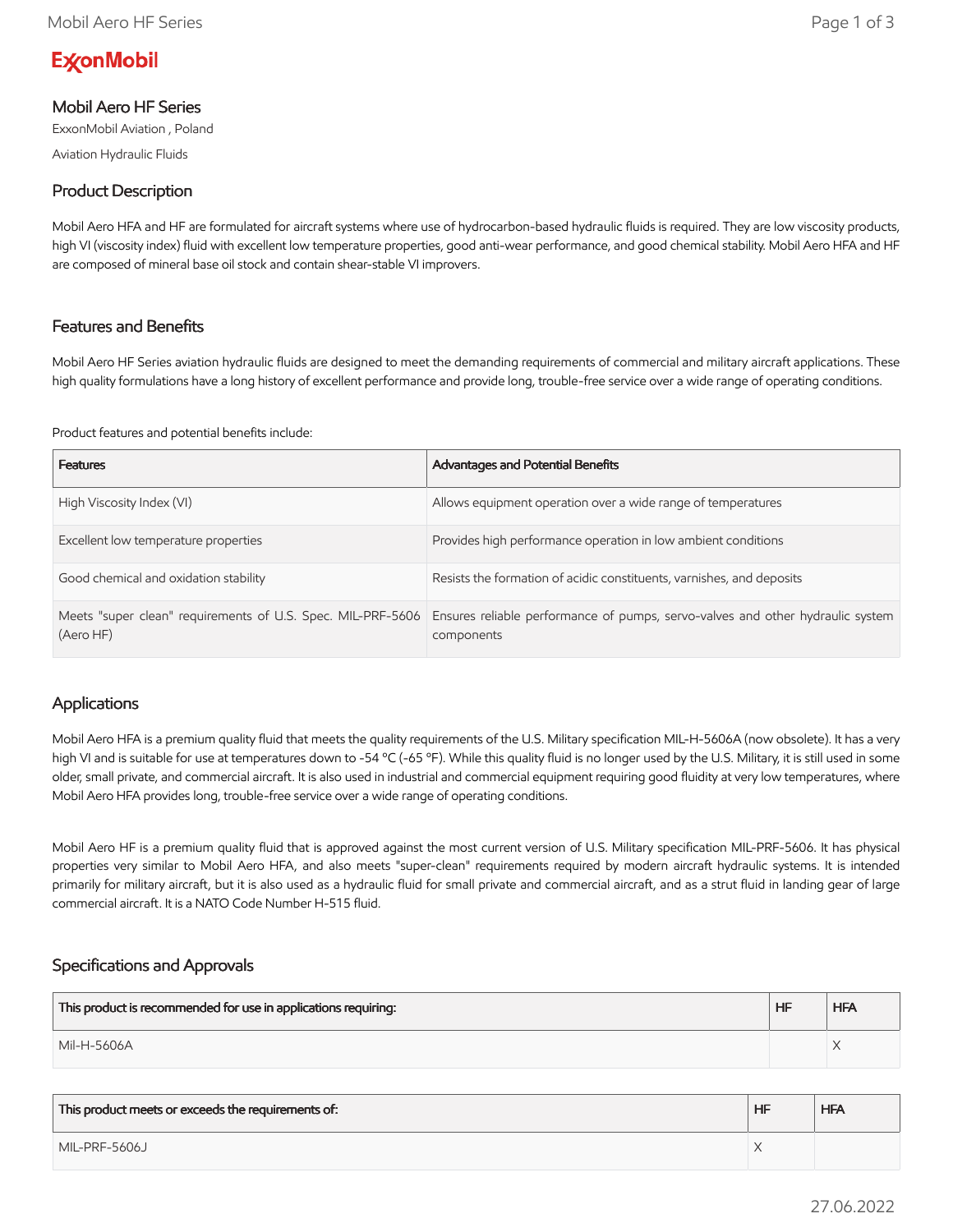ExxonMobil

# Mobil Aero HF Series

ExxonMobil Aviation , Poland

Aviation Hydraulic Fluids

## Product Description

Mobil Aero HFA and HF are formulated for aircraft systems where use of hydrocarbon-based hydraulic fluids is required. They are low viscosity products, high VI (viscosity index) fluid with excellent low temperature properties, good anti-wear performance, and good chemical stability. Mobil Aero HFA and HF are composed of mineral base oil stock and contain shear-stable VI improvers.

## Features and Benefits

Mobil Aero HF Series aviation hydraulic fluids are designed to meet the demanding requirements of commercial and military aircraft applications. These high quality formulations have a long history of excellent performance and provide long, trouble-free service over a wide range of operating conditions.

Product features and potential benefits include:

| Features | Advantages and Potential Benefits |
|---|---|
| High Viscosity Index (VI) | Allows equipment operation over a wide range of temperatures |
| Excellent low temperature properties | Provides high performance operation in low ambient conditions |
| Good chemical and oxidation stability | Resists the formation of acidic constituents, varnishes, and deposits |
| Meets "super clean" requirements of U.S. Spec. MIL-PRF-5606 (Aero HF) | Ensures reliable performance of pumps, servo-valves and other hydraulic system components |

## Applications

Mobil Aero HFA is a premium quality fluid that meets the quality requirements of the U.S. Military specification MIL-H-5606A (now obsolete). It has a very high VI and is suitable for use at temperatures down to -54 °C (-65 °F). While this quality fluid is no longer used by the U.S. Military, it is still used in some older, small private, and commercial aircraft. It is also used in industrial and commercial equipment requiring good fluidity at very low temperatures, where Mobil Aero HFA provides long, trouble-free service over a wide range of operating conditions.

Mobil Aero HF is a premium quality fluid that is approved against the most current version of U.S. Military specification MIL-PRF-5606. It has physical properties very similar to Mobil Aero HFA, and also meets "super-clean" requirements required by modern aircraft hydraulic systems. It is intended primarily for military aircraft, but it is also used as a hydraulic fluid for small private and commercial aircraft, and as a strut fluid in landing gear of large commercial aircraft. It is a NATO Code Number H-515 fluid.

## Specifications and Approvals

| This product is recommended for use in applications requiring: | HF | HFA |
|---|---|---|
| Mil-H-5606A | | X |

| This product meets or exceeds the requirements of: | HF | HFA |
|---|---|---|
| MIL-PRF-5606J | X | |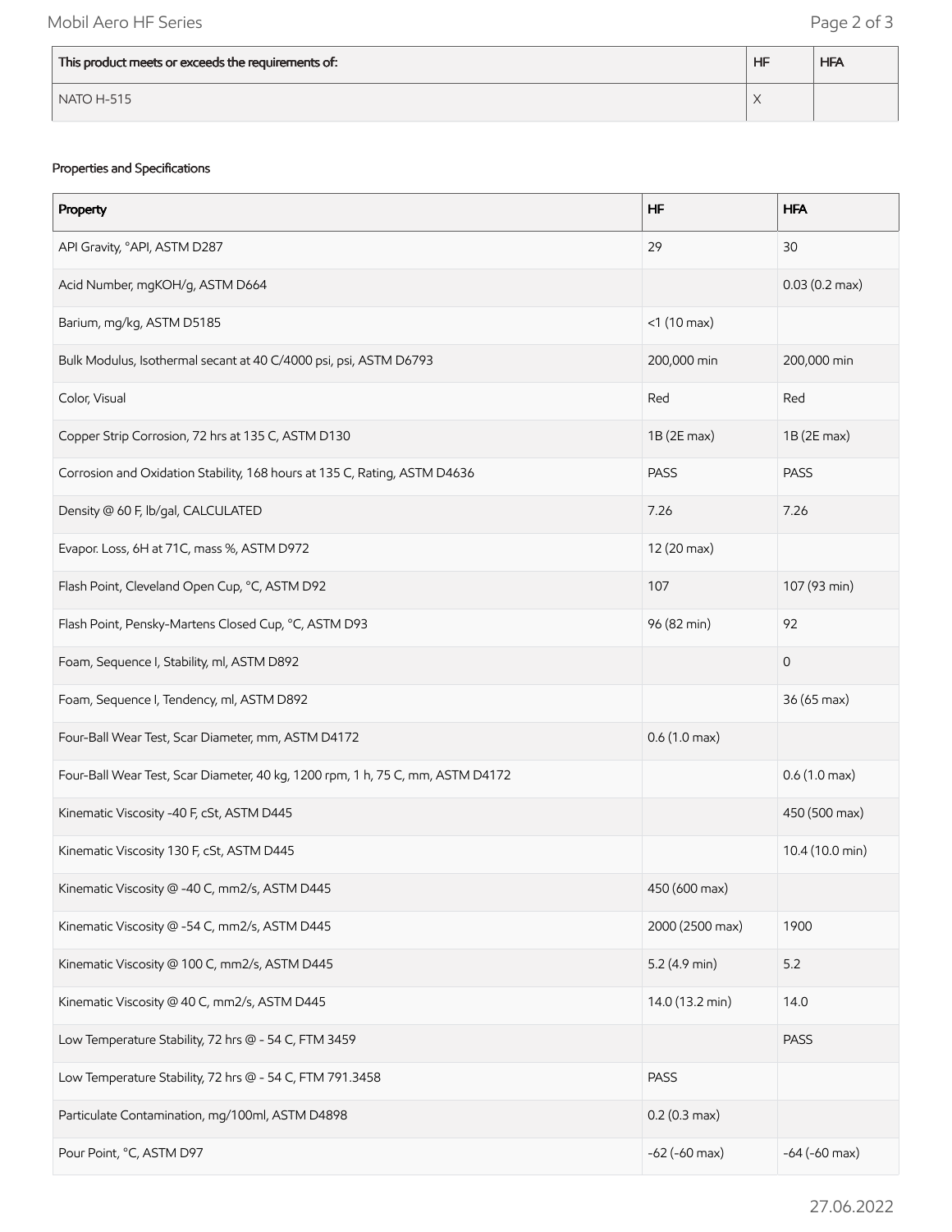| This product meets or exceeds the requirements of: | HF | HFA |
| --- | --- | --- |
| NATO H-515 | X | |

Properties and Specifications

| Property | HF | HFA |
| --- | --- | --- |
| API Gravity, °API, ASTM D287 | 29 | 30 |
| Acid Number, mgKOH/g, ASTM D664 | | 0.03 (0.2 max) |
| Barium, mg/kg, ASTM D5185 | <1 (10 max) | |
| Bulk Modulus, Isothermal secant at 40 C/4000 psi, psi, ASTM D6793 | 200,000 min | 200,000 min |
| Color, Visual | Red | Red |
| Copper Strip Corrosion, 72 hrs at 135 C, ASTM D130 | 1B (2E max) | 1B (2E max) |
| Corrosion and Oxidation Stability, 168 hours at 135 C, Rating, ASTM D4636 | PASS | PASS |
| Density @ 60 F, lb/gal, CALCULATED | 7.26 | 7.26 |
| Evapor. Loss, 6H at 71C, mass %, ASTM D972 | 12 (20 max) | |
| Flash Point, Cleveland Open Cup, °C, ASTM D92 | 107 | 107 (93 min) |
| Flash Point, Pensky-Martens Closed Cup, °C, ASTM D93 | 96 (82 min) | 92 |
| Foam, Sequence I, Stability, ml, ASTM D892 | | 0 |
| Foam, Sequence I, Tendency, ml, ASTM D892 | | 36 (65 max) |
| Four-Ball Wear Test, Scar Diameter, mm, ASTM D4172 | 0.6 (1.0 max) | |
| Four-Ball Wear Test, Scar Diameter, 40 kg, 1200 rpm, 1 h, 75 C, mm, ASTM D4172 | | 0.6 (1.0 max) |
| Kinematic Viscosity -40 F, cSt, ASTM D445 | | 450 (500 max) |
| Kinematic Viscosity 130 F, cSt, ASTM D445 | | 10.4 (10.0 min) |
| Kinematic Viscosity @ -40 C, mm2/s, ASTM D445 | 450 (600 max) | |
| Kinematic Viscosity @ -54 C, mm2/s, ASTM D445 | 2000 (2500 max) | 1900 |
| Kinematic Viscosity @ 100 C, mm2/s, ASTM D445 | 5.2 (4.9 min) | 5.2 |
| Kinematic Viscosity @ 40 C, mm2/s, ASTM D445 | 14.0 (13.2 min) | 14.0 |
| Low Temperature Stability, 72 hrs @ - 54 C, FTM 3459 | | PASS |
| Low Temperature Stability, 72 hrs @ - 54 C, FTM 791.3458 | PASS | |
| Particulate Contamination, mg/100ml, ASTM D4898 | 0.2 (0.3 max) | |
| Pour Point, °C, ASTM D97 | -62 (-60 max) | -64 (-60 max) |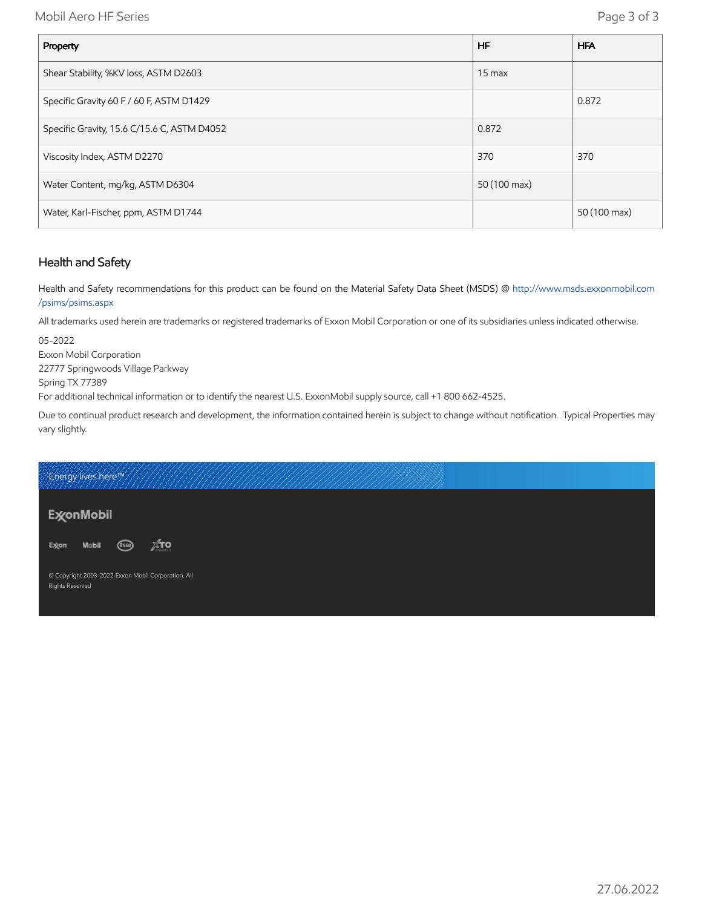| Property | HF | HFA |
| --- | --- | --- |
| Shear Stability, %KV loss, ASTM D2603 | 15 max | |
| Specific Gravity 60 F / 60 F, ASTM D1429 | | 0.872 |
| Specific Gravity, 15.6 C/15.6 C, ASTM D4052 | 0.872 | |
| Viscosity Index, ASTM D2270 | 370 | 370 |
| Water Content, mg/kg, ASTM D6304 | 50 (100 max) | |
| Water, Karl-Fischer, ppm, ASTM D1744 | | 50 (100 max) |

## Health and Safety

Health and Safety recommendations for this product can be found on the Material Safety Data Sheet (MSDS) @ http://www.msds.exxonmobil.com/psims/psims.aspx

All trademarks used herein are trademarks or registered trademarks of Exxon Mobil Corporation or one of its subsidiaries unless indicated otherwise.

05-2022
Exxon Mobil Corporation
22777 Springwoods Village Parkway
Spring TX 77389
For additional technical information or to identify the nearest U.S. ExxonMobil supply source, call +1 800 662-4525.

Due to continual product research and development, the information contained herein is subject to change without notification. Typical Properties may vary slightly.

Energy lives here™

ExxonMobil

Exxon Mobil Esso XTO

© Copyright 2003-2022 Exxon Mobil Corporation. All Rights Reserved

27.06.2022